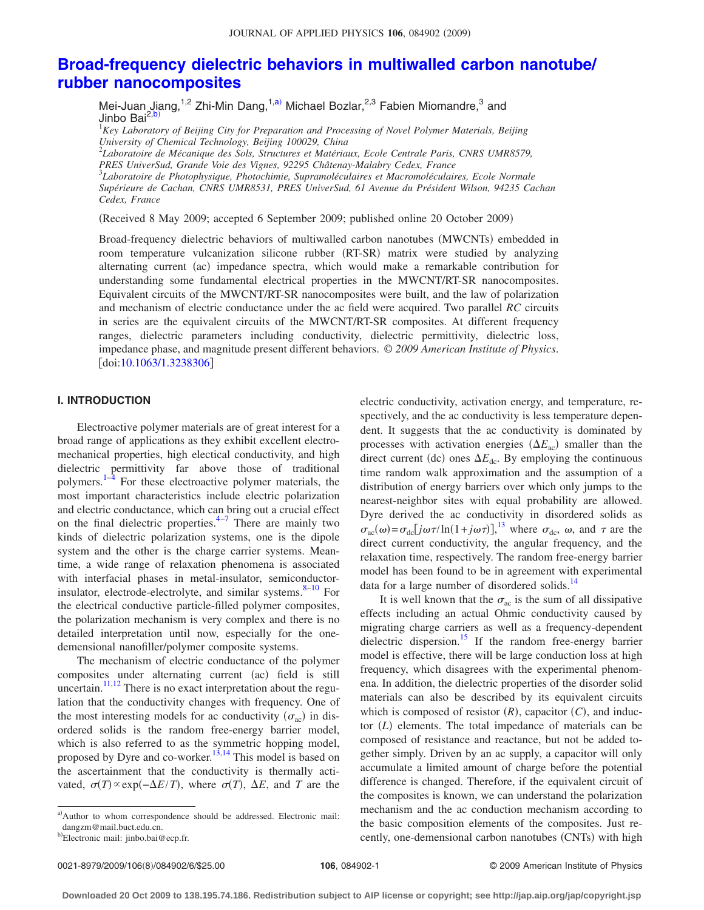# Broad-frequency dielectric behaviors in multiwalled carbon nanotube/rubber nanocomposites

Mei-Juan Jiang,[1,2] Zhi-Min Dang,[1,a)] Michael Bozlar,[2,3] Fabien Miomandre,[3] and Jinbo Bai[2,b)]

[1]*Key Laboratory of Beijing City for Preparation and Processing of Novel Polymer Materials, Beijing University of Chemical Technology, Beijing 100029, China*
[2]*Laboratoire de Mécanique des Sols, Structures et Matériaux, Ecole Centrale Paris, CNRS UMR8579, PRES UniverSud, Grande Voie des Vignes, 92295 Châtenay-Malabry Cedex, France*
[3]*Laboratoire de Photophysique, Photochimie, Supramoléculaires et Macromoléculaires, Ecole Normale Supérieure de Cachan, CNRS UMR8531, PRES UniverSud, 61 Avenue du Président Wilson, 94235 Cachan Cedex, France*

(Received 8 May 2009; accepted 6 September 2009; published online 20 October 2009)

Broad-frequency dielectric behaviors of multiwalled carbon nanotubes (MWCNTs) embedded in room temperature vulcanization silicone rubber (RT-SR) matrix were studied by analyzing alternating current (ac) impedance spectra, which would make a remarkable contribution for understanding some fundamental electrical properties in the MWCNT/RT-SR nanocomposites. Equivalent circuits of the MWCNT/RT-SR nanocomposites were built, and the law of polarization and mechanism of electric conductance under the ac field were acquired. Two parallel *RC* circuits in series are the equivalent circuits of the MWCNT/RT-SR composites. At different frequency ranges, dielectric parameters including conductivity, dielectric permittivity, dielectric loss, impedance phase, and magnitude present different behaviors. *© 2009 American Institute of Physics*. [doi:10.1063/1.3238306]

## I. INTRODUCTION

Electroactive polymer materials are of great interest for a broad range of applications as they exhibit excellent electromechanical properties, high elecrical conductivity, and high dielectric permittivity far above those of traditional polymers.[1–4] For these electroactive polymer materials, the most important characteristics include electric polarization and electric conductance, which can bring out a crucial effect on the final dielectric properties.[4–7] There are mainly two kinds of dielectric polarization systems, one is the dipole system and the other is the charge carrier systems. Meantime, a wide range of relaxation phenomena is associated with interfacial phases in metal-insulator, semiconductor-insulator, electrode-electrolyte, and similar systems.[8–10] For the electrical conductive particle-filled polymer composites, the polarization mechanism is very complex and there is no detailed interpretation until now, especially for the one-demensional nanofiller/polymer composite systems.

The mechanism of electric conductance of the polymer composites under alternating current (ac) field is still uncertain.[11,12] There is no exact interpretation about the regulation that the conductivity changes with frequency. One of the most interesting models for ac conductivity ($\sigma_{ac}$) in disordered solids is the random free-energy barrier model, which is also referred to as the symmetric hopping model, proposed by Dyre and co-worker.[13,14] This model is based on the ascertainment that the conductivity is thermally activated, $\sigma(T) \propto \exp(-\Delta E/T)$, where $\sigma(T)$, $\Delta E$, and $T$ are the electric conductivity, activation energy, and temperature, respectively, and the ac conductivity is less temperature dependent. It suggests that the ac conductivity is dominated by processes with activation energies ($\Delta E_{ac}$) smaller than the direct current (dc) ones $\Delta E_{dc}$. By employing the continuous time random walk approximation and the assumption of a distribution of energy barriers over which only jumps to the nearest-neighbor sites with equal probability are allowed. Dyre derived the ac conductivity in disordered solids as $\sigma_{ac}(\omega)=\sigma_{dc}[j\omega\tau/\ln(1+j\omega\tau)]$,[13] where $\sigma_{dc}$, $\omega$, and $\tau$ are the direct current conductivity, the angular frequency, and the relaxation time, respectively. The random free-energy barrier model has been found to be in agreement with experimental data for a large number of disordered solids.[14]

It is well known that the $\sigma_{ac}$ is the sum of all dissipative effects including an actual Ohmic conductivity caused by migrating charge carriers as well as a frequency-dependent dielectric dispersion.[15] If the random free-energy barrier model is effective, there will be large conduction loss at high frequency, which disagrees with the experimental phenomena. In addition, the dielectric properties of the disorder solid materials can also be described by its equivalent circuits which is composed of resistor ($R$), capacitor ($C$), and inductor ($L$) elements. The total impedance of materials can be composed of resistance and reactance, but not be added together simply. Driven by an ac supply, a capacitor will only accumulate a limited amount of charge before the potential difference is changed. Therefore, if the equivalent circuit of the composites is known, we can understand the polarization mechanism and the ac conduction mechanism according to the basic composition elements of the composites. Just recently, one-demensional carbon nanotubes (CNTs) with high

a)Author to whom correspondence should be addressed. Electronic mail: dangzm@mail.buct.edu.cn.
b)Electronic mail: jinbo.bai@ecp.fr.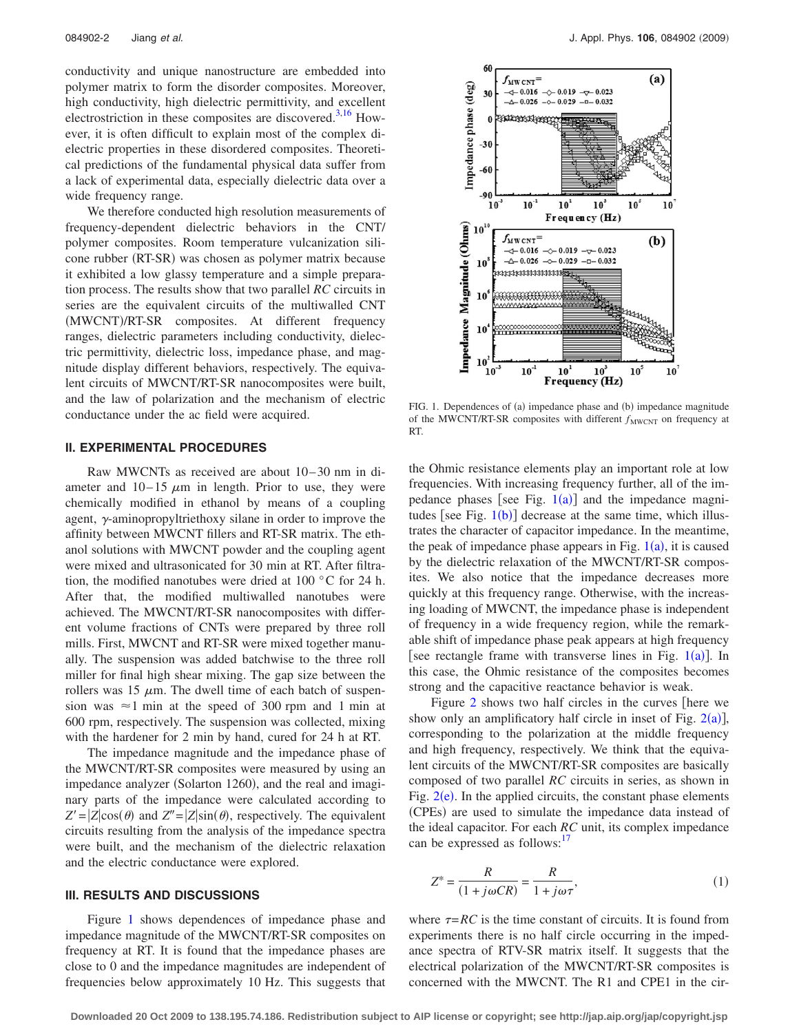conductivity and unique nanostructure are embedded into polymer matrix to form the disorder composites. Moreover, high conductivity, high dielectric permittivity, and excellent electrostriction in these composites are discovered.[3,16] However, it is often difficult to explain most of the complex dielectric properties in these disordered composites. Theoretical predictions of the fundamental physical data suffer from a lack of experimental data, especially dielectric data over a wide frequency range.

We therefore conducted high resolution measurements of frequency-dependent dielectric behaviors in the CNT/polymer composites. Room temperature vulcanization silicone rubber (RT-SR) was chosen as polymer matrix because it exhibited a low glassy temperature and a simple preparation process. The results show that two parallel *RC* circuits in series are the equivalent circuits of the multiwalled CNT (MWCNT)/RT-SR composites. At different frequency ranges, dielectric parameters including conductivity, dielectric permittivity, dielectric loss, impedance phase, and magnitude display different behaviors, respectively. The equivalent circuits of MWCNT/RT-SR nanocomposites were built, and the law of polarization and the mechanism of electric conductance under the ac field were acquired.

## II. EXPERIMENTAL PROCEDURES

Raw MWCNTs as received are about 10–30 nm in diameter and 10–15 $\mu$m in length. Prior to use, they were chemically modified in ethanol by means of a coupling agent, $\gamma$-aminopropyltriethoxy silane in order to improve the affinity between MWCNT fillers and RT-SR matrix. The ethanol solutions with MWCNT powder and the coupling agent were mixed and ultrasonicated for 30 min at RT. After filtration, the modified nanotubes were dried at 100 °C for 24 h. After that, the modified multiwalled nanotubes were achieved. The MWCNT/RT-SR nanocomposites with different volume fractions of CNTs were prepared by three roll mills. First, MWCNT and RT-SR were mixed together manually. The suspension was added batchwise to the three roll miller for final high shear mixing. The gap size between the rollers was 15 $\mu$m. The dwell time of each batch of suspension was $\approx$1 min at the speed of 300 rpm and 1 min at 600 rpm, respectively. The suspension was collected, mixing with the hardener for 2 min by hand, cured for 24 h at RT.

The impedance magnitude and the impedance phase of the MWCNT/RT-SR composites were measured by using an impedance analyzer (Solarton 1260), and the real and imaginary parts of the impedance were calculated according to $Z' = |Z|\cos(\theta)$ and $Z'' = |Z|\sin(\theta)$, respectively. The equivalent circuits resulting from the analysis of the impedance spectra were built, and the mechanism of the dielectric relaxation and the electric conductance were explored.

## III. RESULTS AND DISCUSSIONS

Figure 1 shows dependences of impedance phase and impedance magnitude of the MWCNT/RT-SR composites on frequency at RT. It is found that the impedance phases are close to 0 and the impedance magnitudes are independent of frequencies below approximately 10 Hz. This suggests that the Ohmic resistance elements play an important role at low frequencies. With increasing frequency further, all of the impedance phases [see Fig. 1(a)] and the impedance magnitudes [see Fig. 1(b)] decrease at the same time, which illustrates the character of capacitor impedance. In the meantime, the peak of impedance phase appears in Fig. 1(a), it is caused by the dielectric relaxation of the MWCNT/RT-SR composites. We also notice that the impedance decreases more quickly at this frequency range. Otherwise, with the increasing loading of MWCNT, the impedance phase is independent of frequency in a wide frequency region, while the remarkable shift of impedance phase peak appears at high frequency [see rectangle frame with transverse lines in Fig. 1(a)]. In this case, the Ohmic resistance of the composites becomes strong and the capacitive reactance behavior is weak.

FIG. 1. Dependences of (a) impedance phase and (b) impedance magnitude of the MWCNT/RT-SR composites with different $f_{\mathrm{MWCNT}}$ on frequency at RT.

Figure 2 shows two half circles in the curves [here we show only an amplificatory half circle in inset of Fig. 2(a)], corresponding to the polarization at the middle frequency and high frequency, respectively. We think that the equivalent circuits of the MWCNT/RT-SR composites are basically composed of two parallel *RC* circuits in series, as shown in Fig. 2(e). In the applied circuits, the constant phase elements (CPEs) are used to simulate the impedance data instead of the ideal capacitor. For each *RC* unit, its complex impedance can be expressed as follows:[17]

$$Z^* = \frac{R}{(1 + j\omega CR)} = \frac{R}{1 + j\omega\tau}, \tag{1}$$

where $\tau = RC$ is the time constant of circuits. It is found from experiments there is no half circle occurring in the impedance spectra of RTV-SR matrix itself. It suggests that the electrical polarization of the MWCNT/RT-SR composites is concerned with the MWCNT. The R1 and CPE1 in the cir-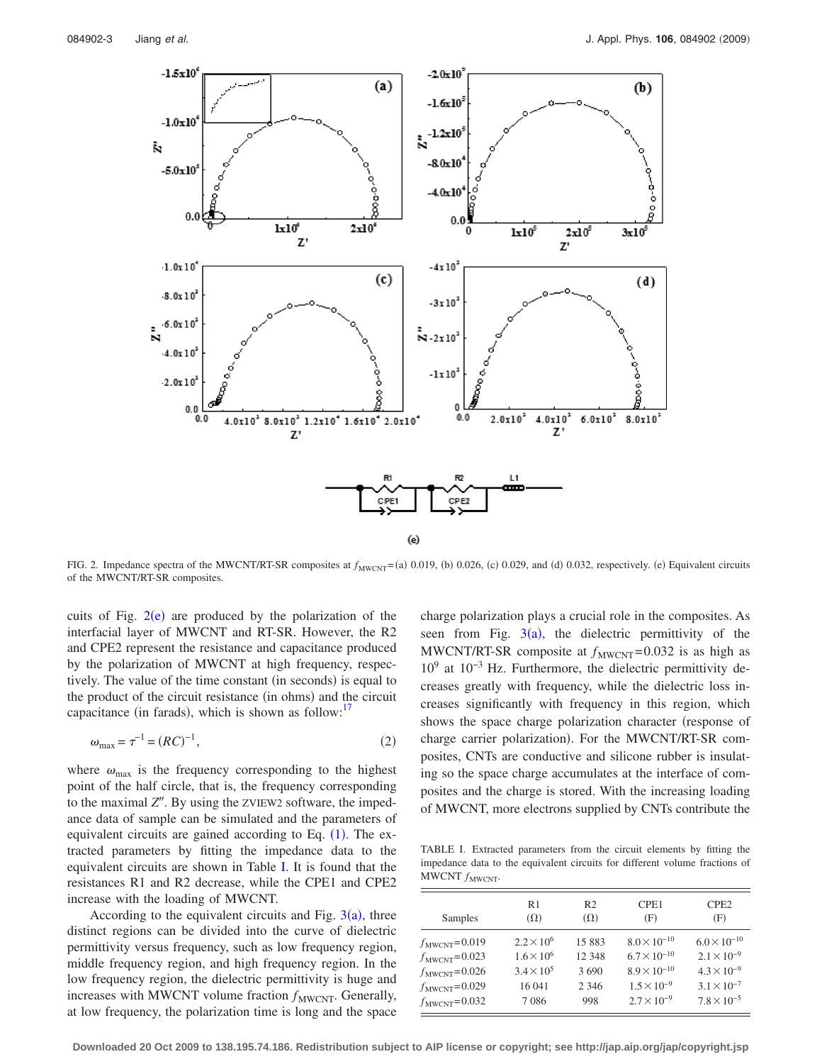FIG. 2. Impedance spectra of the MWCNT/RT-SR composites at $f_{MWCNT}$=(a) 0.019, (b) 0.026, (c) 0.029, and (d) 0.032, respectively. (e) Equivalent circuits of the MWCNT/RT-SR composites.

cuits of Fig. 2(e) are produced by the polarization of the interfacial layer of MWCNT and RT-SR. However, the R2 and CPE2 represent the resistance and capacitance produced by the polarization of MWCNT at high frequency, respectively. The value of the time constant (in seconds) is equal to the product of the circuit resistance (in ohms) and the circuit capacitance (in farads), which is shown as follow:[17]

$$\omega_{max} = \tau^{-1} = (RC)^{-1}, \tag{2}$$

where $\omega_{max}$ is the frequency corresponding to the highest point of the half circle, that is, the frequency corresponding to the maximal $Z''$. By using the ZVIEW2 software, the impedance data of sample can be simulated and the parameters of equivalent circuits are gained according to Eq. (1). The extracted parameters by fitting the impedance data to the equivalent circuits are shown in Table I. It is found that the resistances R1 and R2 decrease, while the CPE1 and CPE2 increase with the loading of MWCNT.

According to the equivalent circuits and Fig. 3(a), three distinct regions can be divided into the curve of dielectric permittivity versus frequency, such as low frequency region, middle frequency region, and high frequency region. In the low frequency region, the dielectric permittivity is huge and increases with MWCNT volume fraction $f_{MWCNT}$. Generally, at low frequency, the polarization time is long and the space charge polarization plays a crucial role in the composites. As seen from Fig. 3(a), the dielectric permittivity of the MWCNT/RT-SR composite at $f_{MWCNT}$=0.032 is as high as $10^9$ at $10^{-3}$ Hz. Furthermore, the dielectric permittivity decreases greatly with frequency, while the dielectric loss increases significantly with frequency in this region, which shows the space charge polarization character (response of charge carrier polarization). For the MWCNT/RT-SR composites, CNTs are conductive and silicone rubber is insulating so the space charge accumulates at the interface of composites and the charge is stored. With the increasing loading of MWCNT, more electrons supplied by CNTs contribute the

TABLE I. Extracted parameters from the circuit elements by fitting the impedance data to the equivalent circuits for different volume fractions of MWCNT $f_{MWCNT}$.

| Samples | R1 (Ω) | R2 (Ω) | CPE1 (F) | CPE2 (F) |
|---|---|---|---|---|
| $f_{MWCNT}$=0.019 | $2.2\times10^{6}$ | 15 883 | $8.0\times10^{-10}$ | $6.0\times10^{-10}$ |
| $f_{MWCNT}$=0.023 | $1.6\times10^{6}$ | 12 348 | $6.7\times10^{-10}$ | $2.1\times10^{-9}$ |
| $f_{MWCNT}$=0.026 | $3.4\times10^{5}$ | 3 690 | $8.9\times10^{-10}$ | $4.3\times10^{-9}$ |
| $f_{MWCNT}$=0.029 | 16 041 | 2 346 | $1.5\times10^{-9}$ | $3.1\times10^{-7}$ |
| $f_{MWCNT}$=0.032 | 7 086 | 998 | $2.7\times10^{-9}$ | $7.8\times10^{-5}$ |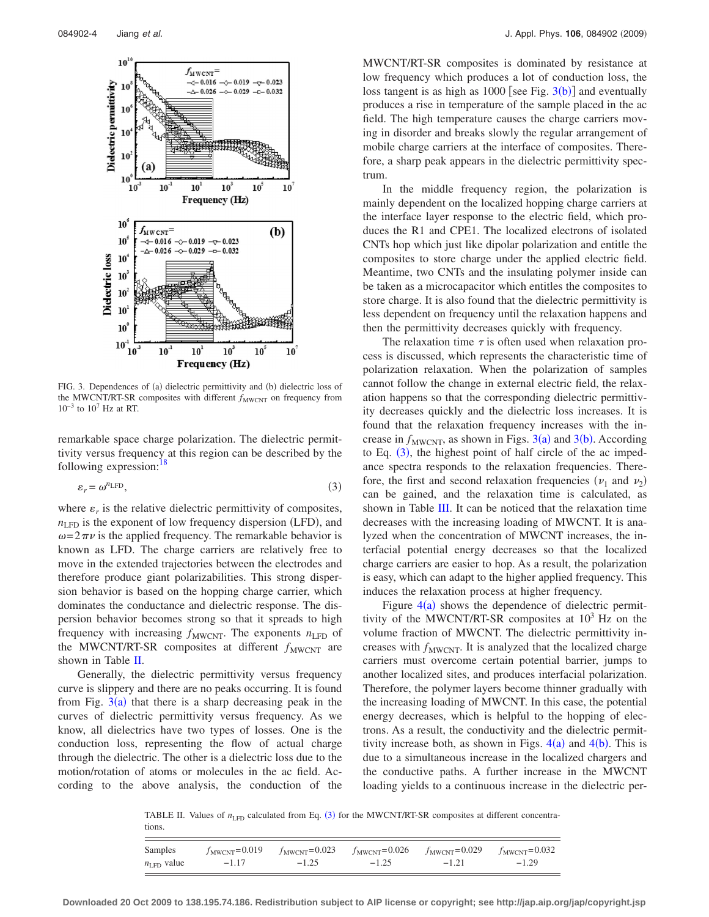FIG. 3. Dependences of (a) dielectric permittivity and (b) dielectric loss of the MWCNT/RT-SR composites with different $f_{\mathrm{MWCNT}}$ on frequency from $10^{-3}$ to $10^{7}$ Hz at RT.

remarkable space charge polarization. The dielectric permittivity versus frequency at this region can be described by the following expression:[18]

$$\varepsilon_r = \omega^{n_{\mathrm{LFD}}}, \tag{3}$$

where $\varepsilon_r$ is the relative dielectric permittivity of composites, $n_{\mathrm{LFD}}$ is the exponent of low frequency dispersion (LFD), and $\omega = 2\pi\nu$ is the applied frequency. The remarkable behavior is known as LFD. The charge carriers are relatively free to move in the extended trajectories between the electrodes and therefore produce giant polarizabilities. This strong dispersion behavior is based on the hopping charge carrier, which dominates the conductance and dielectric response. The dispersion behavior becomes strong so that it spreads to high frequency with increasing $f_{\mathrm{MWCNT}}$. The exponents $n_{\mathrm{LFD}}$ of the MWCNT/RT-SR composites at different $f_{\mathrm{MWCNT}}$ are shown in Table II.

Generally, the dielectric permittivity versus frequency curve is slippery and there are no peaks occurring. It is found from Fig. 3(a) that there is a sharp decreasing peak in the curves of dielectric permittivity versus frequency. As we know, all dielectrics have two types of losses. One is the conduction loss, representing the flow of actual charge through the dielectric. The other is a dielectric loss due to the motion/rotation of atoms or molecules in the ac field. According to the above analysis, the conduction of the MWCNT/RT-SR composites is dominated by resistance at low frequency which produces a lot of conduction loss, the loss tangent is as high as 1000 [see Fig. 3(b)] and eventually produces a rise in temperature of the sample placed in the ac field. The high temperature causes the charge carriers moving in disorder and breaks slowly the regular arrangement of mobile charge carriers at the interface of composites. Therefore, a sharp peak appears in the dielectric permittivity spectrum.

In the middle frequency region, the polarization is mainly dependent on the localized hopping charge carriers at the interface layer response to the electric field, which produces the R1 and CPE1. The localized electrons of isolated CNTs hop which just like dipolar polarization and entitle the composites to store charge under the applied electric field. Meantime, two CNTs and the insulating polymer inside can be taken as a microcapacitor which entitles the composites to store charge. It is also found that the dielectric permittivity is less dependent on frequency until the relaxation happens and then the permittivity decreases quickly with frequency.

The relaxation time $\tau$ is often used when relaxation process is discussed, which represents the characteristic time of polarization relaxation. When the polarization of samples cannot follow the change in external electric field, the relaxation happens so that the corresponding dielectric permittivity decreases quickly and the dielectric loss increases. It is found that the relaxation frequency increases with the increase in $f_{\mathrm{MWCNT}}$, as shown in Figs. 3(a) and 3(b). According to Eq. (3), the highest point of half circle of the ac impedance spectra responds to the relaxation frequencies. Therefore, the first and second relaxation frequencies ($\nu_1$ and $\nu_2$) can be gained, and the relaxation time is calculated, as shown in Table III. It can be noticed that the relaxation time decreases with the increasing loading of MWCNT. It is analyzed when the concentration of MWCNT increases, the interfacial potential energy decreases so that the localized charge carriers are easier to hop. As a result, the polarization is easy, which can adapt to the higher applied frequency. This induces the relaxation process at higher frequency.

Figure 4(a) shows the dependence of dielectric permittivity of the MWCNT/RT-SR composites at $10^{3}$ Hz on the volume fraction of MWCNT. The dielectric permittivity increases with $f_{\mathrm{MWCNT}}$. It is analyzed that the localized charge carriers must overcome certain potential barrier, jumps to another localized sites, and produces interfacial polarization. Therefore, the polymer layers become thinner gradually with the increasing loading of MWCNT. In this case, the potential energy decreases, which is helpful to the hopping of electrons. As a result, the conductivity and the dielectric permittivity increase both, as shown in Figs. 4(a) and 4(b). This is due to a simultaneous increase in the localized chargers and the conductive paths. A further increase in the MWCNT loading yields to a continuous increase in the dielectric per-

TABLE II. Values of $n_{\mathrm{LFD}}$ calculated from Eq. (3) for the MWCNT/RT-SR composites at different concentrations.

| Samples | $f_{\mathrm{MWCNT}}=0.019$ | $f_{\mathrm{MWCNT}}=0.023$ | $f_{\mathrm{MWCNT}}=0.026$ | $f_{\mathrm{MWCNT}}=0.029$ | $f_{\mathrm{MWCNT}}=0.032$ |
|---|---|---|---|---|---|
| $n_{\mathrm{LFD}}$ value | −1.17 | −1.25 | −1.25 | −1.21 | −1.29 |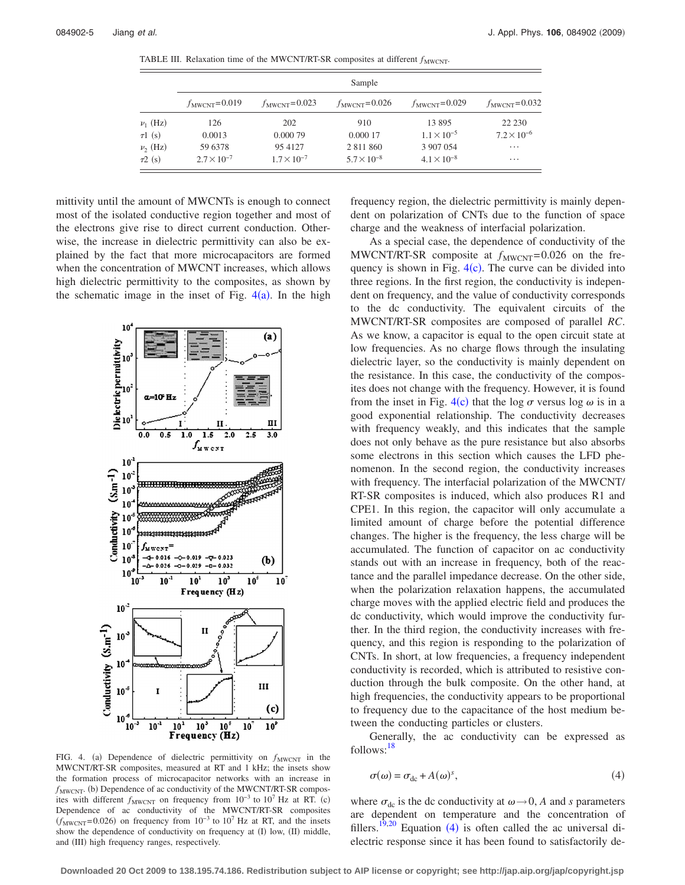TABLE III. Relaxation time of the MWCNT/RT-SR composites at different $f_{\mathrm{MWCNT}}$.

| | Sample | | | | |
|---|---|---|---|---|---|
| | $f_{\mathrm{MWCNT}}=0.019$ | $f_{\mathrm{MWCNT}}=0.023$ | $f_{\mathrm{MWCNT}}=0.026$ | $f_{\mathrm{MWCNT}}=0.029$ | $f_{\mathrm{MWCNT}}=0.032$ |
| $\nu_1$ (Hz) | 126 | 202 | 910 | 13 895 | 22 230 |
| $\tau 1$ (s) | 0.0013 | 0.000 79 | 0.000 17 | $1.1\times10^{-5}$ | $7.2\times10^{-6}$ |
| $\nu_2$ (Hz) | 59 6378 | 95 4127 | 2 811 860 | 3 907 054 | ⋯ |
| $\tau 2$ (s) | $2.7\times10^{-7}$ | $1.7\times10^{-7}$ | $5.7\times10^{-8}$ | $4.1\times10^{-8}$ | ⋯ |

mittivity until the amount of MWCNTs is enough to connect most of the isolated conductive region together and most of the electrons give rise to direct current conduction. Otherwise, the increase in dielectric permittivity can also be explained by the fact that more microcapacitors are formed when the concentration of MWCNT increases, which allows high dielectric permittivity to the composites, as shown by the schematic image in the inset of Fig. 4(a). In the high frequency region, the dielectric permittivity is mainly dependent on polarization of CNTs due to the function of space charge and the weakness of interfacial polarization.

FIG. 4. (a) Dependence of dielectric permittivity on $f_{\mathrm{MWCNT}}$ in the MWCNT/RT-SR composites, measured at RT and 1 kHz; the insets show the formation process of microcapacitor networks with an increase in $f_{\mathrm{MWCNT}}$. (b) Dependence of ac conductivity of the MWCNT/RT-SR composites with different $f_{\mathrm{MWCNT}}$ on frequency from $10^{-3}$ to $10^{7}$ Hz at RT. (c) Dependence of ac conductivity of the MWCNT/RT-SR composites ($f_{\mathrm{MWCNT}}=0.026$) on frequency from $10^{-3}$ to $10^{7}$ Hz at RT, and the insets show the dependence of conductivity on frequency at (I) low, (II) middle, and (III) high frequency ranges, respectively.

As a special case, the dependence of conductivity of the MWCNT/RT-SR composite at $f_{\mathrm{MWCNT}}=0.026$ on the frequency is shown in Fig. 4(c). The curve can be divided into three regions. In the first region, the conductivity is independent on frequency, and the value of conductivity corresponds to the dc conductivity. The equivalent circuits of the MWCNT/RT-SR composites are composed of parallel *RC*. As we know, a capacitor is equal to the open circuit state at low frequencies. As no charge flows through the insulating dielectric layer, so the conductivity is mainly dependent on the resistance. In this case, the conductivity of the composites does not change with the frequency. However, it is found from the inset in Fig. 4(c) that the log $\sigma$ versus log $\omega$ is in a good exponential relationship. The conductivity decreases with frequency weakly, and this indicates that the sample does not only behave as the pure resistance but also absorbs some electrons in this section which causes the LFD phenomenon. In the second region, the conductivity increases with frequency. The interfacial polarization of the MWCNT/RT-SR composites is induced, which also produces R1 and CPE1. In this region, the capacitor will only accumulate a limited amount of charge before the potential difference changes. The higher is the frequency, the less charge will be accumulated. The function of capacitor on ac conductivity stands out with an increase in frequency, both of the reactance and the parallel impedance decrease. On the other side, when the polarization relaxation happens, the accumulated charge moves with the applied electric field and produces the dc conductivity, which would improve the conductivity further. In the third region, the conductivity increases with frequency, and this region is responding to the polarization of CNTs. In short, at low frequencies, a frequency independent conductivity is recorded, which is attributed to resistive conduction through the bulk composite. On the other hand, at high frequencies, the conductivity appears to be proportional to frequency due to the capacitance of the host medium between the conducting particles or clusters.

Generally, the ac conductivity can be expressed as follows:[18]

$$\sigma(\omega)=\sigma_{\mathrm{dc}}+A(\omega)^{s}, \tag{4}$$

where $\sigma_{\mathrm{dc}}$ is the dc conductivity at $\omega\rightarrow0$, *A* and *s* parameters are dependent on temperature and the concentration of fillers.[19,20] Equation (4) is often called the ac universal dielectric response since it has been found to satisfactorily de-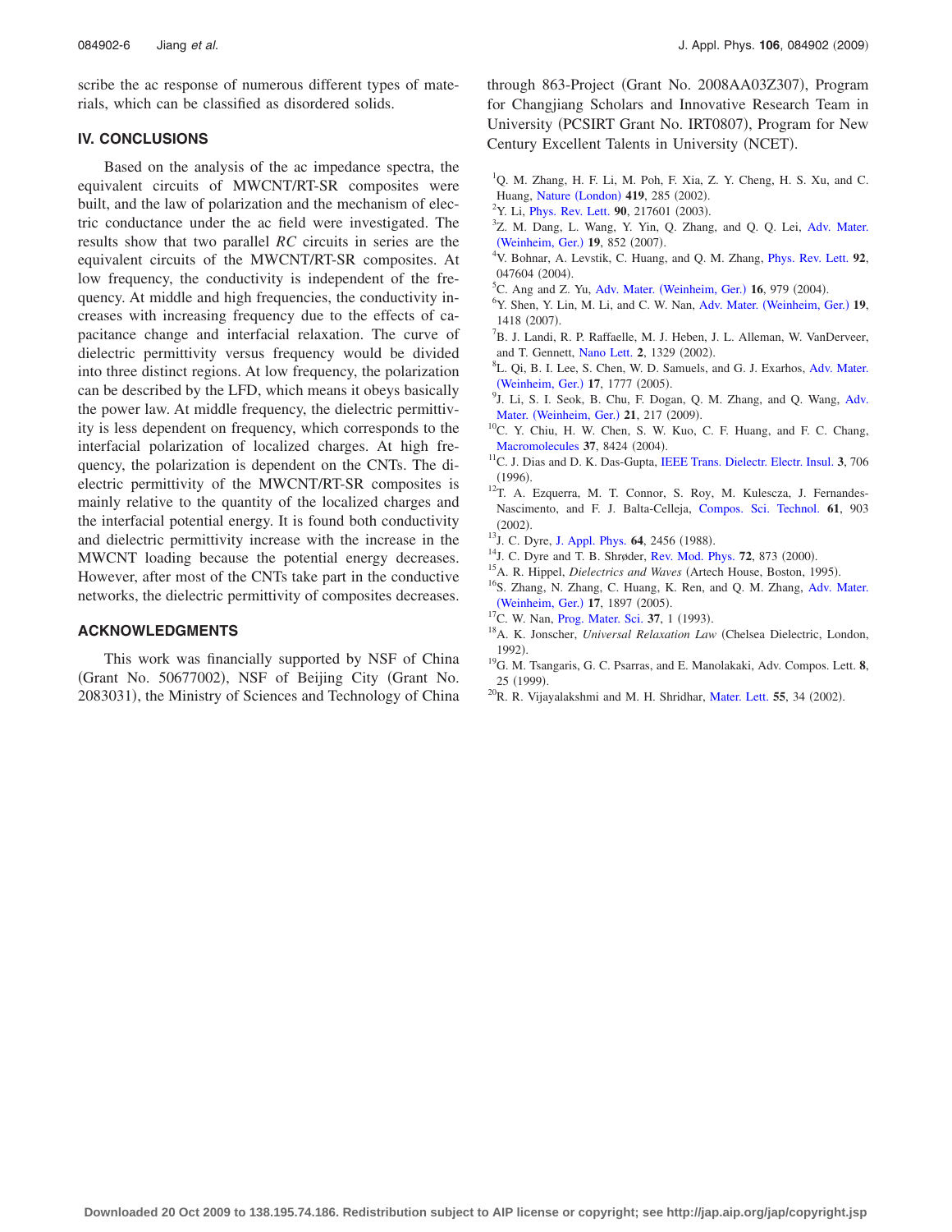scribe the ac response of numerous different types of materials, which can be classified as disordered solids.

## IV. CONCLUSIONS

Based on the analysis of the ac impedance spectra, the equivalent circuits of MWCNT/RT-SR composites were built, and the law of polarization and the mechanism of electric conductance under the ac field were investigated. The results show that two parallel *RC* circuits in series are the equivalent circuits of the MWCNT/RT-SR composites. At low frequency, the conductivity is independent of the frequency. At middle and high frequencies, the conductivity increases with increasing frequency due to the effects of capacitance change and interfacial relaxation. The curve of dielectric permittivity versus frequency would be divided into three distinct regions. At low frequency, the polarization can be described by the LFD, which means it obeys basically the power law. At middle frequency, the dielectric permittivity is less dependent on frequency, which corresponds to the interfacial polarization of localized charges. At high frequency, the polarization is dependent on the CNTs. The dielectric permittivity of the MWCNT/RT-SR composites is mainly relative to the quantity of the localized charges and the interfacial potential energy. It is found both conductivity and dielectric permittivity increase with the increase in the MWCNT loading because the potential energy decreases. However, after most of the CNTs take part in the conductive networks, the dielectric permittivity of composites decreases.

## ACKNOWLEDGMENTS

This work was financially supported by NSF of China (Grant No. 50677002), NSF of Beijing City (Grant No. 2083031), the Ministry of Sciences and Technology of China through 863-Project (Grant No. 2008AA03Z307), Program for Changjiang Scholars and Innovative Research Team in University (PCSIRT Grant No. IRT0807), Program for New Century Excellent Talents in University (NCET).

[1] Q. M. Zhang, H. F. Li, M. Poh, F. Xia, Z. Y. Cheng, H. S. Xu, and C. Huang, Nature (London) **419**, 285 (2002).
[2] Y. Li, Phys. Rev. Lett. **90**, 217601 (2003).
[3] Z. M. Dang, L. Wang, Y. Yin, Q. Zhang, and Q. Q. Lei, Adv. Mater. (Weinheim, Ger.) **19**, 852 (2007).
[4] V. Bohnar, A. Levstik, C. Huang, and Q. M. Zhang, Phys. Rev. Lett. **92**, 047604 (2004).
[5] C. Ang and Z. Yu, Adv. Mater. (Weinheim, Ger.) **16**, 979 (2004).
[6] Y. Shen, Y. Lin, M. Li, and C. W. Nan, Adv. Mater. (Weinheim, Ger.) **19**, 1418 (2007).
[7] B. J. Landi, R. P. Raffaelle, M. J. Heben, J. L. Alleman, W. VanDerveer, and T. Gennett, Nano Lett. **2**, 1329 (2002).
[8] L. Qi, B. I. Lee, S. Chen, W. D. Samuels, and G. J. Exarhos, Adv. Mater. (Weinheim, Ger.) **17**, 1777 (2005).
[9] J. Li, S. I. Seok, B. Chu, F. Dogan, Q. M. Zhang, and Q. Wang, Adv. Mater. (Weinheim, Ger.) **21**, 217 (2009).
[10] C. Y. Chiu, H. W. Chen, S. W. Kuo, C. F. Huang, and F. C. Chang, Macromolecules **37**, 8424 (2004).
[11] C. J. Dias and D. K. Das-Gupta, IEEE Trans. Dielectr. Electr. Insul. **3**, 706 (1996).
[12] T. A. Ezquerra, M. T. Connor, S. Roy, M. Kulescza, J. Fernandes-Nascimento, and F. J. Balta-Celleja, Compos. Sci. Technol. **61**, 903 (2002).
[13] J. C. Dyre, J. Appl. Phys. **64**, 2456 (1988).
[14] J. C. Dyre and T. B. Shrøder, Rev. Mod. Phys. **72**, 873 (2000).
[15] A. R. Hippel, *Dielectrics and Waves* (Artech House, Boston, 1995).
[16] S. Zhang, N. Zhang, C. Huang, K. Ren, and Q. M. Zhang, Adv. Mater. (Weinheim, Ger.) **17**, 1897 (2005).
[17] C. W. Nan, Prog. Mater. Sci. **37**, 1 (1993).
[18] A. K. Jonscher, *Universal Relaxation Law* (Chelsea Dielectric, London, 1992).
[19] G. M. Tsangaris, G. C. Psarras, and E. Manolakaki, Adv. Compos. Lett. **8**, 25 (1999).
[20] R. R. Vijayalakshmi and M. H. Shridhar, Mater. Lett. **55**, 34 (2002).